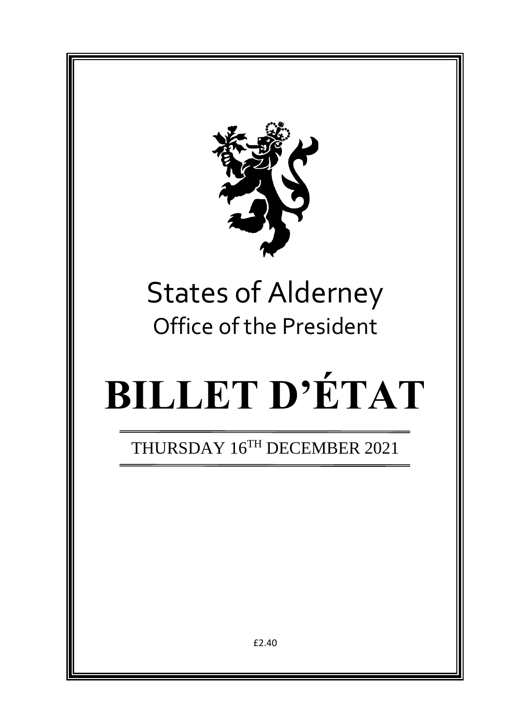# States of Alderney

## Office of the President

# BILLET D'ÉTAT

THURSDAY 16TH DECEMBER 2021

£2.40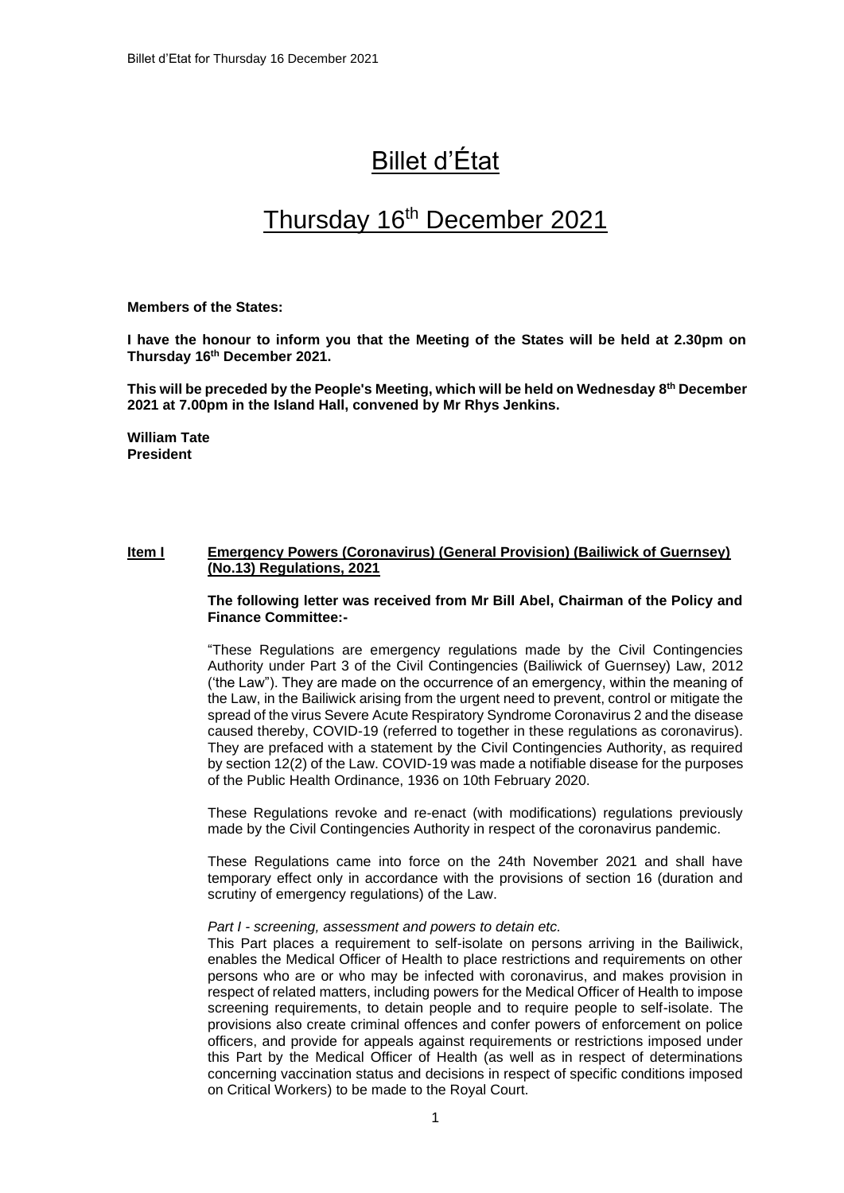# Billet d'État

# Thursday 16th December 2021

**Members of the States:**

**I have the honour to inform you that the Meeting of the States will be held at 2.30pm on Thursday 16th December 2021.**

**This will be preceded by the People's Meeting, which will be held on Wednesday 8th December 2021 at 7.00pm in the Island Hall, convened by Mr Rhys Jenkins.**

**William Tate**
**President**

**Item I** **Emergency Powers (Coronavirus) (General Provision) (Bailiwick of Guernsey) (No.13) Regulations, 2021**

**The following letter was received from Mr Bill Abel, Chairman of the Policy and Finance Committee:-**

"These Regulations are emergency regulations made by the Civil Contingencies Authority under Part 3 of the Civil Contingencies (Bailiwick of Guernsey) Law, 2012 ('the Law"). They are made on the occurrence of an emergency, within the meaning of the Law, in the Bailiwick arising from the urgent need to prevent, control or mitigate the spread of the virus Severe Acute Respiratory Syndrome Coronavirus 2 and the disease caused thereby, COVID-19 (referred to together in these regulations as coronavirus). They are prefaced with a statement by the Civil Contingencies Authority, as required by section 12(2) of the Law. COVID-19 was made a notifiable disease for the purposes of the Public Health Ordinance, 1936 on 10th February 2020.

These Regulations revoke and re-enact (with modifications) regulations previously made by the Civil Contingencies Authority in respect of the coronavirus pandemic.

These Regulations came into force on the 24th November 2021 and shall have temporary effect only in accordance with the provisions of section 16 (duration and scrutiny of emergency regulations) of the Law.

*Part I - screening, assessment and powers to detain etc.*

This Part places a requirement to self-isolate on persons arriving in the Bailiwick, enables the Medical Officer of Health to place restrictions and requirements on other persons who are or who may be infected with coronavirus, and makes provision in respect of related matters, including powers for the Medical Officer of Health to impose screening requirements, to detain people and to require people to self-isolate. The provisions also create criminal offences and confer powers of enforcement on police officers, and provide for appeals against requirements or restrictions imposed under this Part by the Medical Officer of Health (as well as in respect of determinations concerning vaccination status and decisions in respect of specific conditions imposed on Critical Workers) to be made to the Royal Court.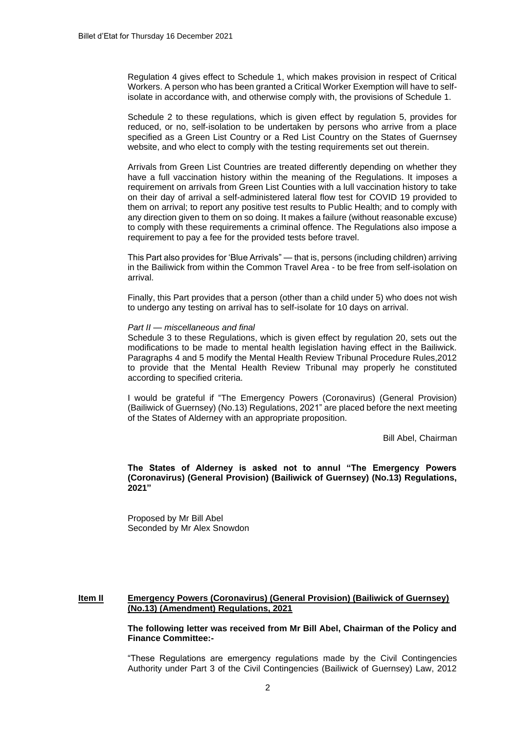Regulation 4 gives effect to Schedule 1, which makes provision in respect of Critical Workers. A person who has been granted a Critical Worker Exemption will have to self-isolate in accordance with, and otherwise comply with, the provisions of Schedule 1.

Schedule 2 to these regulations, which is given effect by regulation 5, provides for reduced, or no, self-isolation to be undertaken by persons who arrive from a place specified as a Green List Country or a Red List Country on the States of Guernsey website, and who elect to comply with the testing requirements set out therein.

Arrivals from Green List Countries are treated differently depending on whether they have a full vaccination history within the meaning of the Regulations. It imposes a requirement on arrivals from Green List Counties with a lull vaccination history to take on their day of arrival a self-administered lateral flow test for COVID 19 provided to them on arrival; to report any positive test results to Public Health; and to comply with any direction given to them on so doing. It makes a failure (without reasonable excuse) to comply with these requirements a criminal offence. The Regulations also impose a requirement to pay a fee for the provided tests before travel.

This Part also provides for 'Blue Arrivals" — that is, persons (including children) arriving in the Bailiwick from within the Common Travel Area - to be free from self-isolation on arrival.

Finally, this Part provides that a person (other than a child under 5) who does not wish to undergo any testing on arrival has to self-isolate for 10 days on arrival.

*Part II — miscellaneous and final*

Schedule 3 to these Regulations, which is given effect by regulation 20, sets out the modifications to be made to mental health legislation having effect in the Bailiwick. Paragraphs 4 and 5 modify the Mental Health Review Tribunal Procedure Rules,2012 to provide that the Mental Health Review Tribunal may properly he constituted according to specified criteria.

I would be grateful if "The Emergency Powers (Coronavirus) (General Provision) (Bailiwick of Guernsey) (No.13) Regulations, 2021" are placed before the next meeting of the States of Alderney with an appropriate proposition.

Bill Abel, Chairman

**The States of Alderney is asked not to annul "The Emergency Powers (Coronavirus) (General Provision) (Bailiwick of Guernsey) (No.13) Regulations, 2021"**

Proposed by Mr Bill Abel
Seconded by Mr Alex Snowdon

## Item II Emergency Powers (Coronavirus) (General Provision) (Bailiwick of Guernsey) (No.13) (Amendment) Regulations, 2021

**The following letter was received from Mr Bill Abel, Chairman of the Policy and Finance Committee:-**

"These Regulations are emergency regulations made by the Civil Contingencies Authority under Part 3 of the Civil Contingencies (Bailiwick of Guernsey) Law, 2012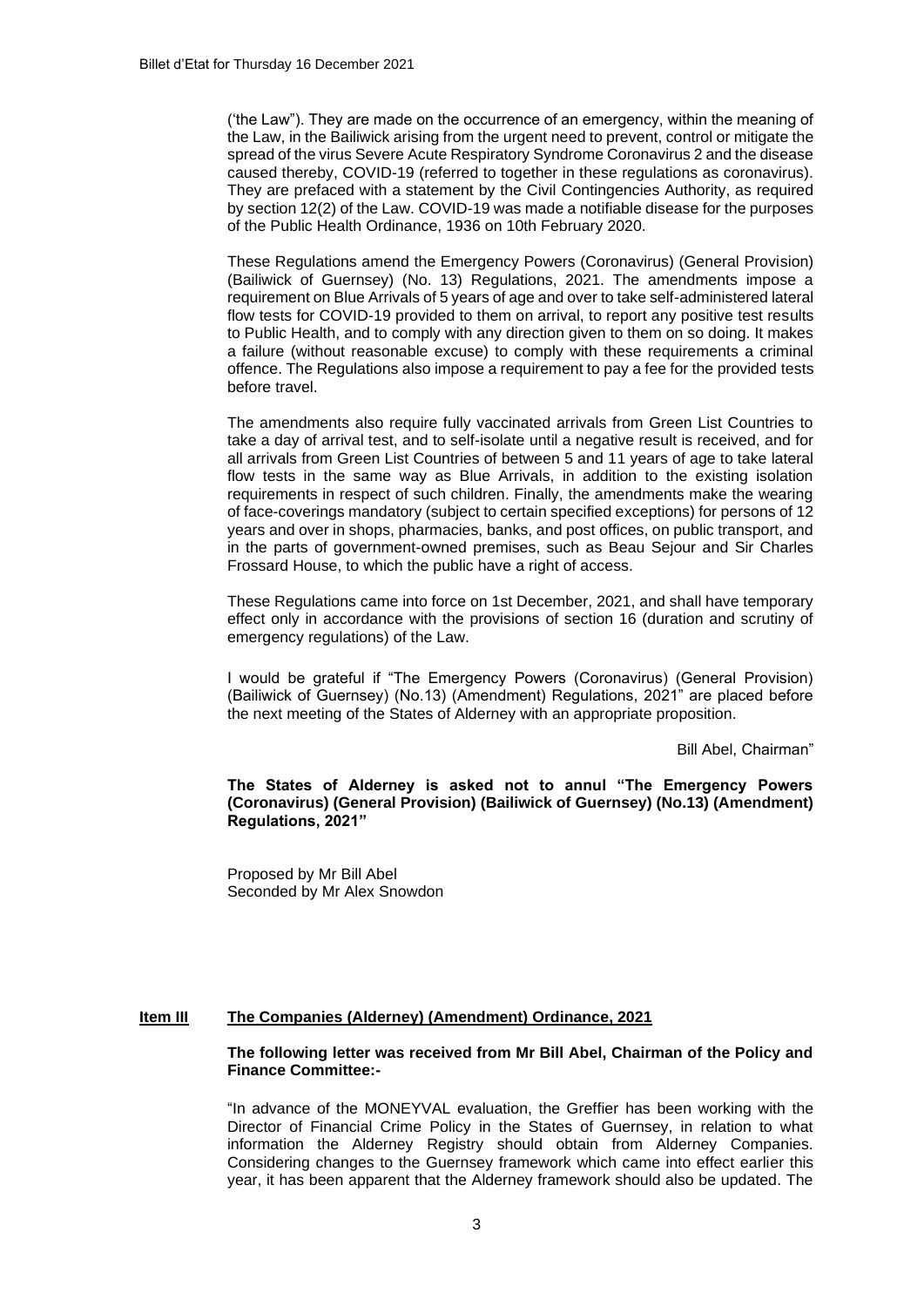('the Law"). They are made on the occurrence of an emergency, within the meaning of the Law, in the Bailiwick arising from the urgent need to prevent, control or mitigate the spread of the virus Severe Acute Respiratory Syndrome Coronavirus 2 and the disease caused thereby, COVID-19 (referred to together in these regulations as coronavirus). They are prefaced with a statement by the Civil Contingencies Authority, as required by section 12(2) of the Law. COVID-19 was made a notifiable disease for the purposes of the Public Health Ordinance, 1936 on 10th February 2020.

These Regulations amend the Emergency Powers (Coronavirus) (General Provision) (Bailiwick of Guernsey) (No. 13) Regulations, 2021. The amendments impose a requirement on Blue Arrivals of 5 years of age and over to take self-administered lateral flow tests for COVID-19 provided to them on arrival, to report any positive test results to Public Health, and to comply with any direction given to them on so doing. It makes a failure (without reasonable excuse) to comply with these requirements a criminal offence. The Regulations also impose a requirement to pay a fee for the provided tests before travel.

The amendments also require fully vaccinated arrivals from Green List Countries to take a day of arrival test, and to self-isolate until a negative result is received, and for all arrivals from Green List Countries of between 5 and 11 years of age to take lateral flow tests in the same way as Blue Arrivals, in addition to the existing isolation requirements in respect of such children. Finally, the amendments make the wearing of face-coverings mandatory (subject to certain specified exceptions) for persons of 12 years and over in shops, pharmacies, banks, and post offices, on public transport, and in the parts of government-owned premises, such as Beau Sejour and Sir Charles Frossard House, to which the public have a right of access.

These Regulations came into force on 1st December, 2021, and shall have temporary effect only in accordance with the provisions of section 16 (duration and scrutiny of emergency regulations) of the Law.

I would be grateful if "The Emergency Powers (Coronavirus) (General Provision) (Bailiwick of Guernsey) (No.13) (Amendment) Regulations, 2021" are placed before the next meeting of the States of Alderney with an appropriate proposition.

Bill Abel, Chairman"

**The States of Alderney is asked not to annul "The Emergency Powers (Coronavirus) (General Provision) (Bailiwick of Guernsey) (No.13) (Amendment) Regulations, 2021"**

Proposed by Mr Bill Abel
Seconded by Mr Alex Snowdon

## Item III The Companies (Alderney) (Amendment) Ordinance, 2021

**The following letter was received from Mr Bill Abel, Chairman of the Policy and Finance Committee:-**

"In advance of the MONEYVAL evaluation, the Greffier has been working with the Director of Financial Crime Policy in the States of Guernsey, in relation to what information the Alderney Registry should obtain from Alderney Companies. Considering changes to the Guernsey framework which came into effect earlier this year, it has been apparent that the Alderney framework should also be updated. The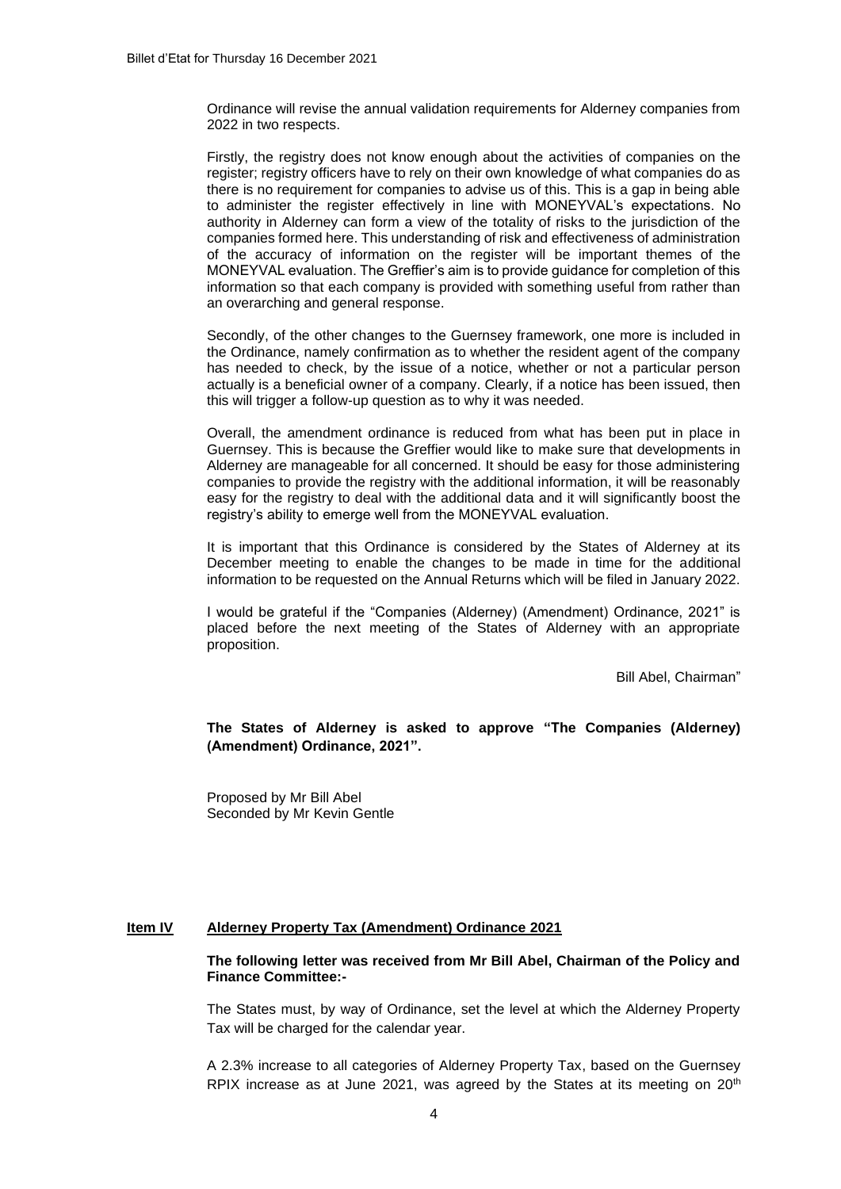Ordinance will revise the annual validation requirements for Alderney companies from 2022 in two respects.

Firstly, the registry does not know enough about the activities of companies on the register; registry officers have to rely on their own knowledge of what companies do as there is no requirement for companies to advise us of this. This is a gap in being able to administer the register effectively in line with MONEYVAL's expectations. No authority in Alderney can form a view of the totality of risks to the jurisdiction of the companies formed here. This understanding of risk and effectiveness of administration of the accuracy of information on the register will be important themes of the MONEYVAL evaluation. The Greffier's aim is to provide guidance for completion of this information so that each company is provided with something useful from rather than an overarching and general response.

Secondly, of the other changes to the Guernsey framework, one more is included in the Ordinance, namely confirmation as to whether the resident agent of the company has needed to check, by the issue of a notice, whether or not a particular person actually is a beneficial owner of a company. Clearly, if a notice has been issued, then this will trigger a follow-up question as to why it was needed.

Overall, the amendment ordinance is reduced from what has been put in place in Guernsey. This is because the Greffier would like to make sure that developments in Alderney are manageable for all concerned. It should be easy for those administering companies to provide the registry with the additional information, it will be reasonably easy for the registry to deal with the additional data and it will significantly boost the registry's ability to emerge well from the MONEYVAL evaluation.

It is important that this Ordinance is considered by the States of Alderney at its December meeting to enable the changes to be made in time for the additional information to be requested on the Annual Returns which will be filed in January 2022.

I would be grateful if the "Companies (Alderney) (Amendment) Ordinance, 2021" is placed before the next meeting of the States of Alderney with an appropriate proposition.

Bill Abel, Chairman"

**The States of Alderney is asked to approve "The Companies (Alderney) (Amendment) Ordinance, 2021".**

Proposed by Mr Bill Abel
Seconded by Mr Kevin Gentle

## Item IV Alderney Property Tax (Amendment) Ordinance 2021

**The following letter was received from Mr Bill Abel, Chairman of the Policy and Finance Committee:-**

The States must, by way of Ordinance, set the level at which the Alderney Property Tax will be charged for the calendar year.

A 2.3% increase to all categories of Alderney Property Tax, based on the Guernsey RPIX increase as at June 2021, was agreed by the States at its meeting on 20th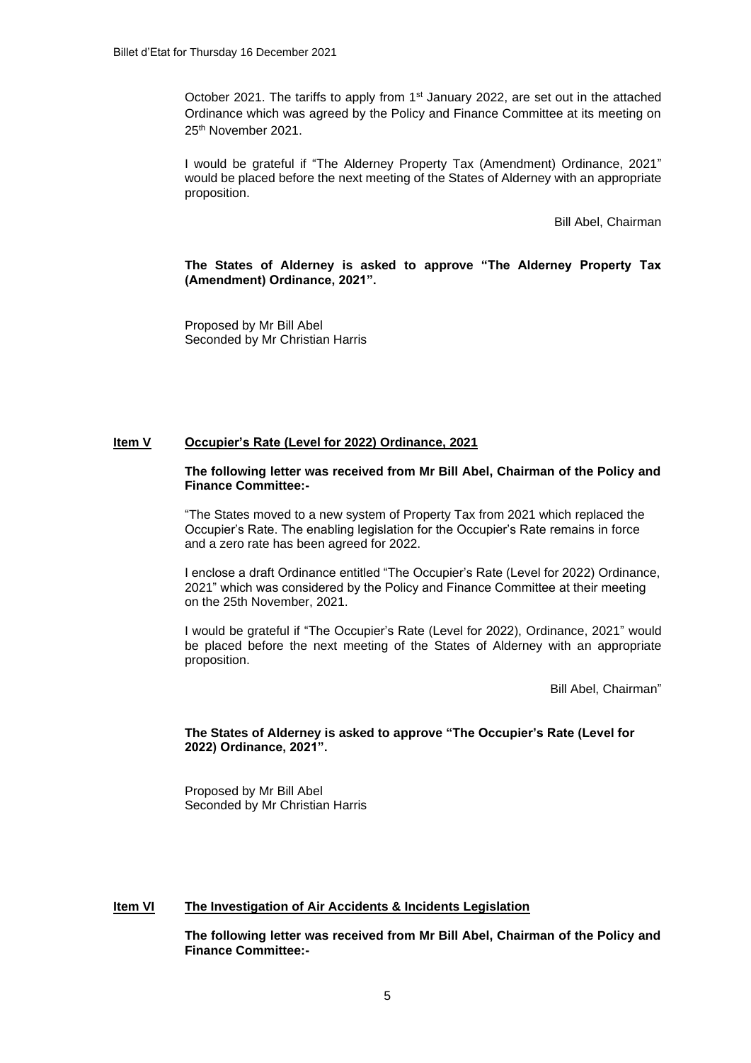October 2021. The tariffs to apply from 1st January 2022, are set out in the attached Ordinance which was agreed by the Policy and Finance Committee at its meeting on 25th November 2021.

I would be grateful if "The Alderney Property Tax (Amendment) Ordinance, 2021" would be placed before the next meeting of the States of Alderney with an appropriate proposition.

Bill Abel, Chairman

**The States of Alderney is asked to approve "The Alderney Property Tax (Amendment) Ordinance, 2021".**

Proposed by Mr Bill Abel
Seconded by Mr Christian Harris

## Item V Occupier's Rate (Level for 2022) Ordinance, 2021

**The following letter was received from Mr Bill Abel, Chairman of the Policy and Finance Committee:-**

"The States moved to a new system of Property Tax from 2021 which replaced the Occupier's Rate. The enabling legislation for the Occupier's Rate remains in force and a zero rate has been agreed for 2022.

I enclose a draft Ordinance entitled "The Occupier's Rate (Level for 2022) Ordinance, 2021" which was considered by the Policy and Finance Committee at their meeting on the 25th November, 2021.

I would be grateful if "The Occupier's Rate (Level for 2022), Ordinance, 2021" would be placed before the next meeting of the States of Alderney with an appropriate proposition.

Bill Abel, Chairman"

**The States of Alderney is asked to approve "The Occupier's Rate (Level for 2022) Ordinance, 2021".**

Proposed by Mr Bill Abel
Seconded by Mr Christian Harris

## Item VI The Investigation of Air Accidents & Incidents Legislation

**The following letter was received from Mr Bill Abel, Chairman of the Policy and Finance Committee:-**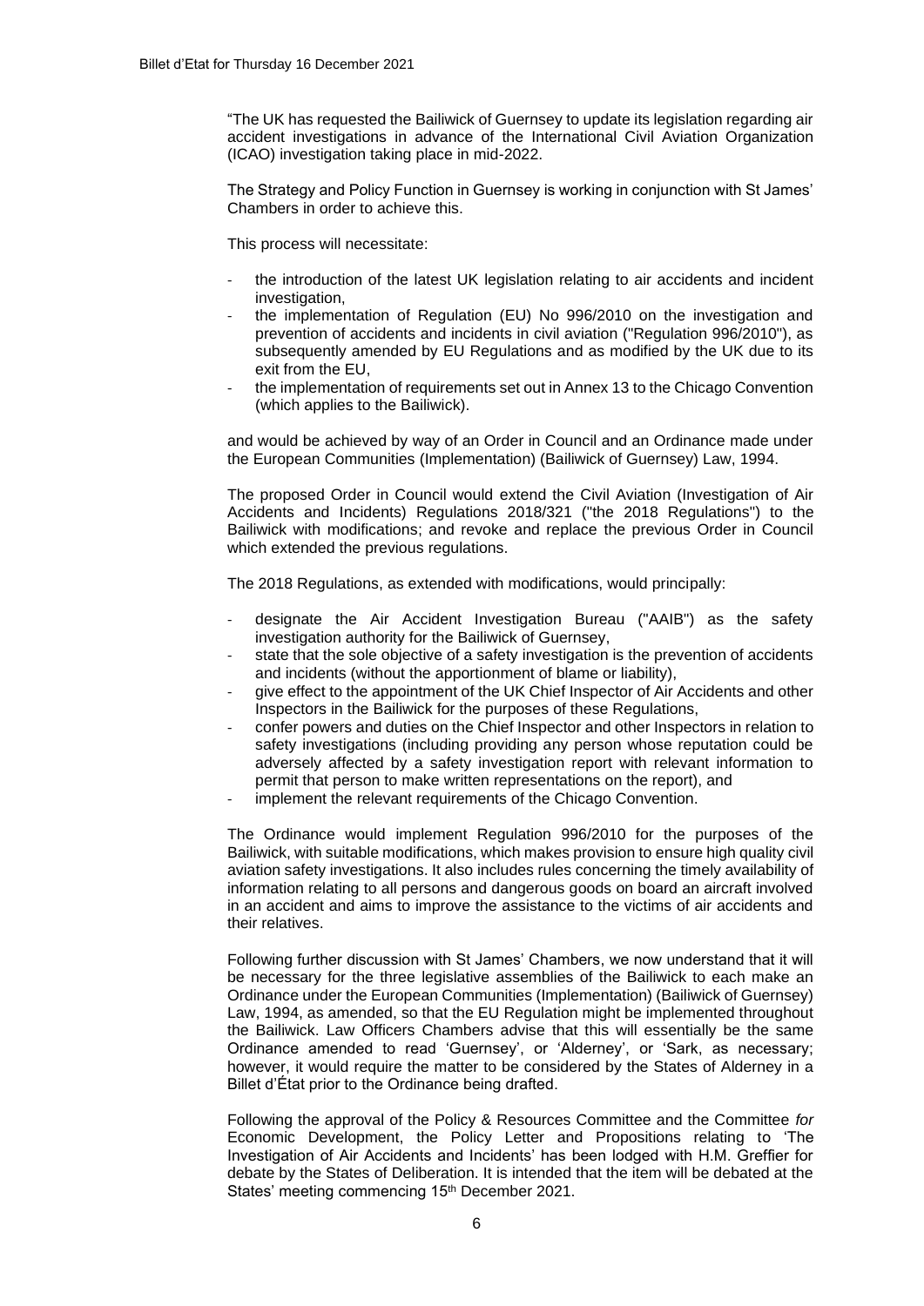"The UK has requested the Bailiwick of Guernsey to update its legislation regarding air accident investigations in advance of the International Civil Aviation Organization (ICAO) investigation taking place in mid-2022.

The Strategy and Policy Function in Guernsey is working in conjunction with St James' Chambers in order to achieve this.

This process will necessitate:

- the introduction of the latest UK legislation relating to air accidents and incident investigation,
- the implementation of Regulation (EU) No 996/2010 on the investigation and prevention of accidents and incidents in civil aviation ("Regulation 996/2010"), as subsequently amended by EU Regulations and as modified by the UK due to its exit from the EU,
- the implementation of requirements set out in Annex 13 to the Chicago Convention (which applies to the Bailiwick).

and would be achieved by way of an Order in Council and an Ordinance made under the European Communities (Implementation) (Bailiwick of Guernsey) Law, 1994.

The proposed Order in Council would extend the Civil Aviation (Investigation of Air Accidents and Incidents) Regulations 2018/321 ("the 2018 Regulations") to the Bailiwick with modifications; and revoke and replace the previous Order in Council which extended the previous regulations.

The 2018 Regulations, as extended with modifications, would principally:

- designate the Air Accident Investigation Bureau ("AAIB") as the safety investigation authority for the Bailiwick of Guernsey,
- state that the sole objective of a safety investigation is the prevention of accidents and incidents (without the apportionment of blame or liability),
- give effect to the appointment of the UK Chief Inspector of Air Accidents and other Inspectors in the Bailiwick for the purposes of these Regulations,
- confer powers and duties on the Chief Inspector and other Inspectors in relation to safety investigations (including providing any person whose reputation could be adversely affected by a safety investigation report with relevant information to permit that person to make written representations on the report), and
- implement the relevant requirements of the Chicago Convention.

The Ordinance would implement Regulation 996/2010 for the purposes of the Bailiwick, with suitable modifications, which makes provision to ensure high quality civil aviation safety investigations. It also includes rules concerning the timely availability of information relating to all persons and dangerous goods on board an aircraft involved in an accident and aims to improve the assistance to the victims of air accidents and their relatives.

Following further discussion with St James' Chambers, we now understand that it will be necessary for the three legislative assemblies of the Bailiwick to each make an Ordinance under the European Communities (Implementation) (Bailiwick of Guernsey) Law, 1994, as amended, so that the EU Regulation might be implemented throughout the Bailiwick. Law Officers Chambers advise that this will essentially be the same Ordinance amended to read 'Guernsey', or 'Alderney', or 'Sark, as necessary; however, it would require the matter to be considered by the States of Alderney in a Billet d'État prior to the Ordinance being drafted.

Following the approval of the Policy & Resources Committee and the Committee *for* Economic Development, the Policy Letter and Propositions relating to 'The Investigation of Air Accidents and Incidents' has been lodged with H.M. Greffier for debate by the States of Deliberation. It is intended that the item will be debated at the States' meeting commencing 15th December 2021.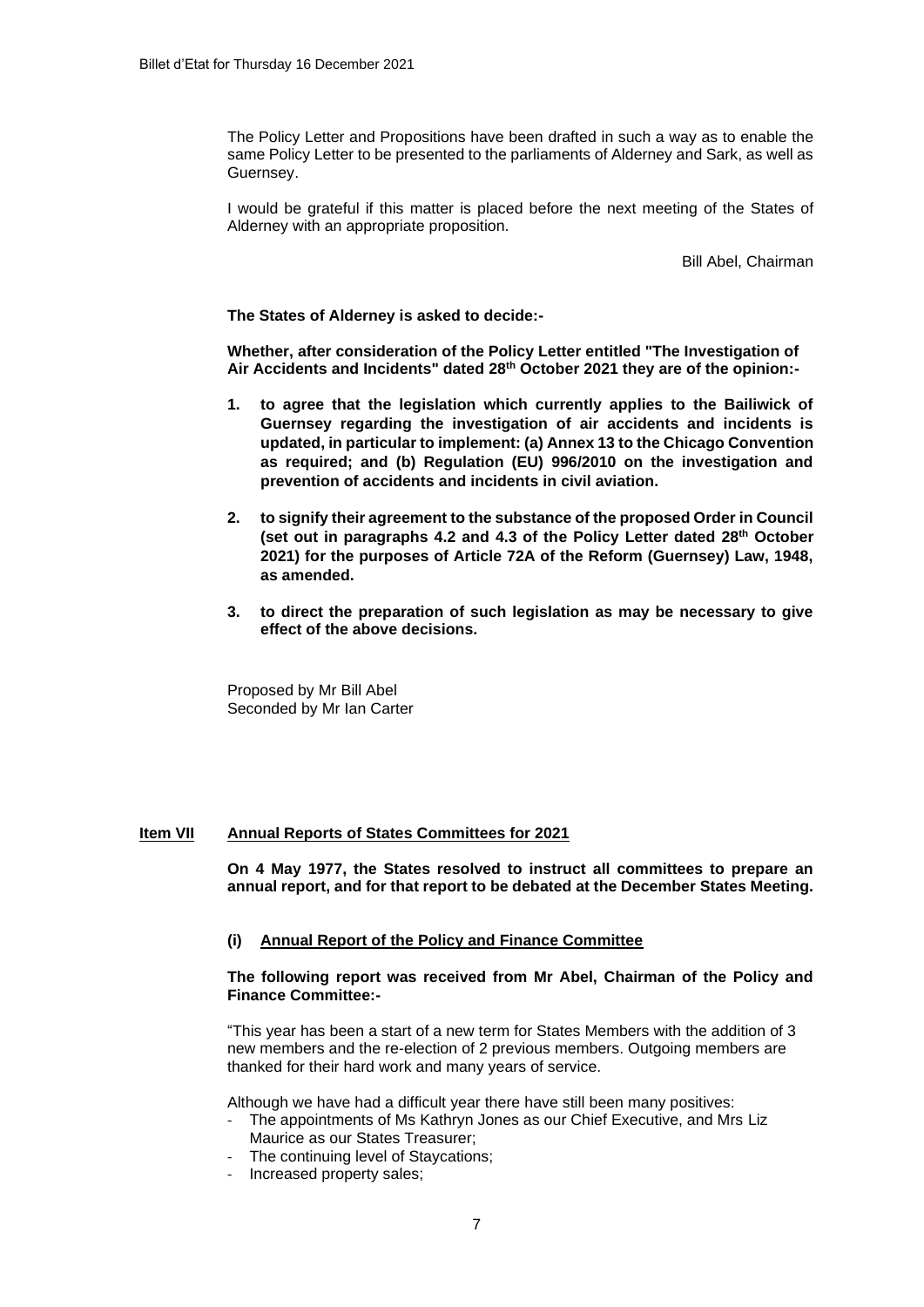The Policy Letter and Propositions have been drafted in such a way as to enable the same Policy Letter to be presented to the parliaments of Alderney and Sark, as well as Guernsey.

I would be grateful if this matter is placed before the next meeting of the States of Alderney with an appropriate proposition.

Bill Abel, Chairman

**The States of Alderney is asked to decide:-**

**Whether, after consideration of the Policy Letter entitled "The Investigation of Air Accidents and Incidents" dated 28th October 2021 they are of the opinion:-**

1. **to agree that the legislation which currently applies to the Bailiwick of Guernsey regarding the investigation of air accidents and incidents is updated, in particular to implement: (a) Annex 13 to the Chicago Convention as required; and (b) Regulation (EU) 996/2010 on the investigation and prevention of accidents and incidents in civil aviation.**

2. **to signify their agreement to the substance of the proposed Order in Council (set out in paragraphs 4.2 and 4.3 of the Policy Letter dated 28th October 2021) for the purposes of Article 72A of the Reform (Guernsey) Law, 1948, as amended.**

3. **to direct the preparation of such legislation as may be necessary to give effect of the above decisions.**

Proposed by Mr Bill Abel
Seconded by Mr Ian Carter

## Item VII Annual Reports of States Committees for 2021

**On 4 May 1977, the States resolved to instruct all committees to prepare an annual report, and for that report to be debated at the December States Meeting.**

### (i) Annual Report of the Policy and Finance Committee

**The following report was received from Mr Abel, Chairman of the Policy and Finance Committee:-**

"This year has been a start of a new term for States Members with the addition of 3 new members and the re-election of 2 previous members. Outgoing members are thanked for their hard work and many years of service.

Although we have had a difficult year there have still been many positives:

- The appointments of Ms Kathryn Jones as our Chief Executive, and Mrs Liz Maurice as our States Treasurer;
- The continuing level of Staycations;
- Increased property sales;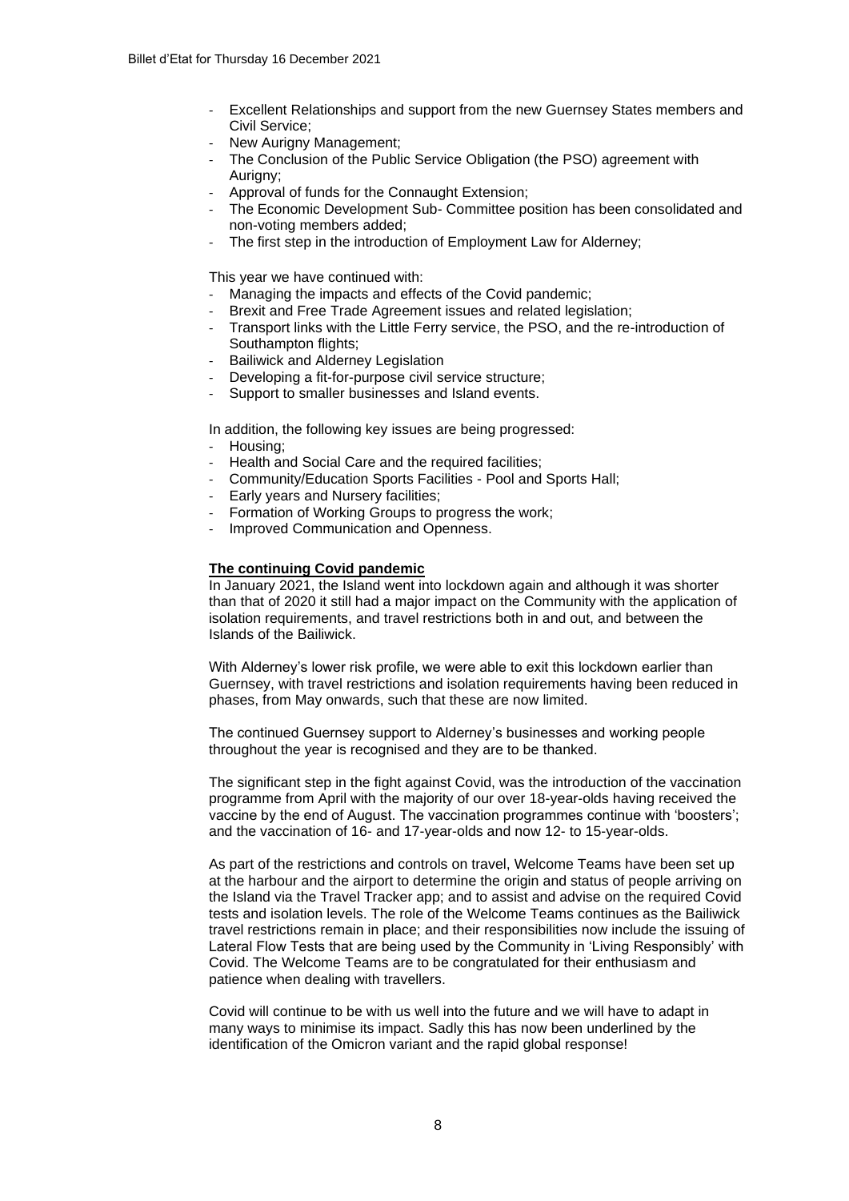- Excellent Relationships and support from the new Guernsey States members and Civil Service;
- New Aurigny Management;
- The Conclusion of the Public Service Obligation (the PSO) agreement with Aurigny;
- Approval of funds for the Connaught Extension;
- The Economic Development Sub- Committee position has been consolidated and non-voting members added;
- The first step in the introduction of Employment Law for Alderney;

This year we have continued with:

- Managing the impacts and effects of the Covid pandemic;
- Brexit and Free Trade Agreement issues and related legislation;
- Transport links with the Little Ferry service, the PSO, and the re-introduction of Southampton flights;
- Bailiwick and Alderney Legislation
- Developing a fit-for-purpose civil service structure;
- Support to smaller businesses and Island events.

In addition, the following key issues are being progressed:

- Housing;
- Health and Social Care and the required facilities;
- Community/Education Sports Facilities - Pool and Sports Hall;
- Early years and Nursery facilities;
- Formation of Working Groups to progress the work;
- Improved Communication and Openness.

**The continuing Covid pandemic**

In January 2021, the Island went into lockdown again and although it was shorter than that of 2020 it still had a major impact on the Community with the application of isolation requirements, and travel restrictions both in and out, and between the Islands of the Bailiwick.

With Alderney's lower risk profile, we were able to exit this lockdown earlier than Guernsey, with travel restrictions and isolation requirements having been reduced in phases, from May onwards, such that these are now limited.

The continued Guernsey support to Alderney's businesses and working people throughout the year is recognised and they are to be thanked.

The significant step in the fight against Covid, was the introduction of the vaccination programme from April with the majority of our over 18-year-olds having received the vaccine by the end of August. The vaccination programmes continue with 'boosters'; and the vaccination of 16- and 17-year-olds and now 12- to 15-year-olds.

As part of the restrictions and controls on travel, Welcome Teams have been set up at the harbour and the airport to determine the origin and status of people arriving on the Island via the Travel Tracker app; and to assist and advise on the required Covid tests and isolation levels. The role of the Welcome Teams continues as the Bailiwick travel restrictions remain in place; and their responsibilities now include the issuing of Lateral Flow Tests that are being used by the Community in 'Living Responsibly' with Covid. The Welcome Teams are to be congratulated for their enthusiasm and patience when dealing with travellers.

Covid will continue to be with us well into the future and we will have to adapt in many ways to minimise its impact. Sadly this has now been underlined by the identification of the Omicron variant and the rapid global response!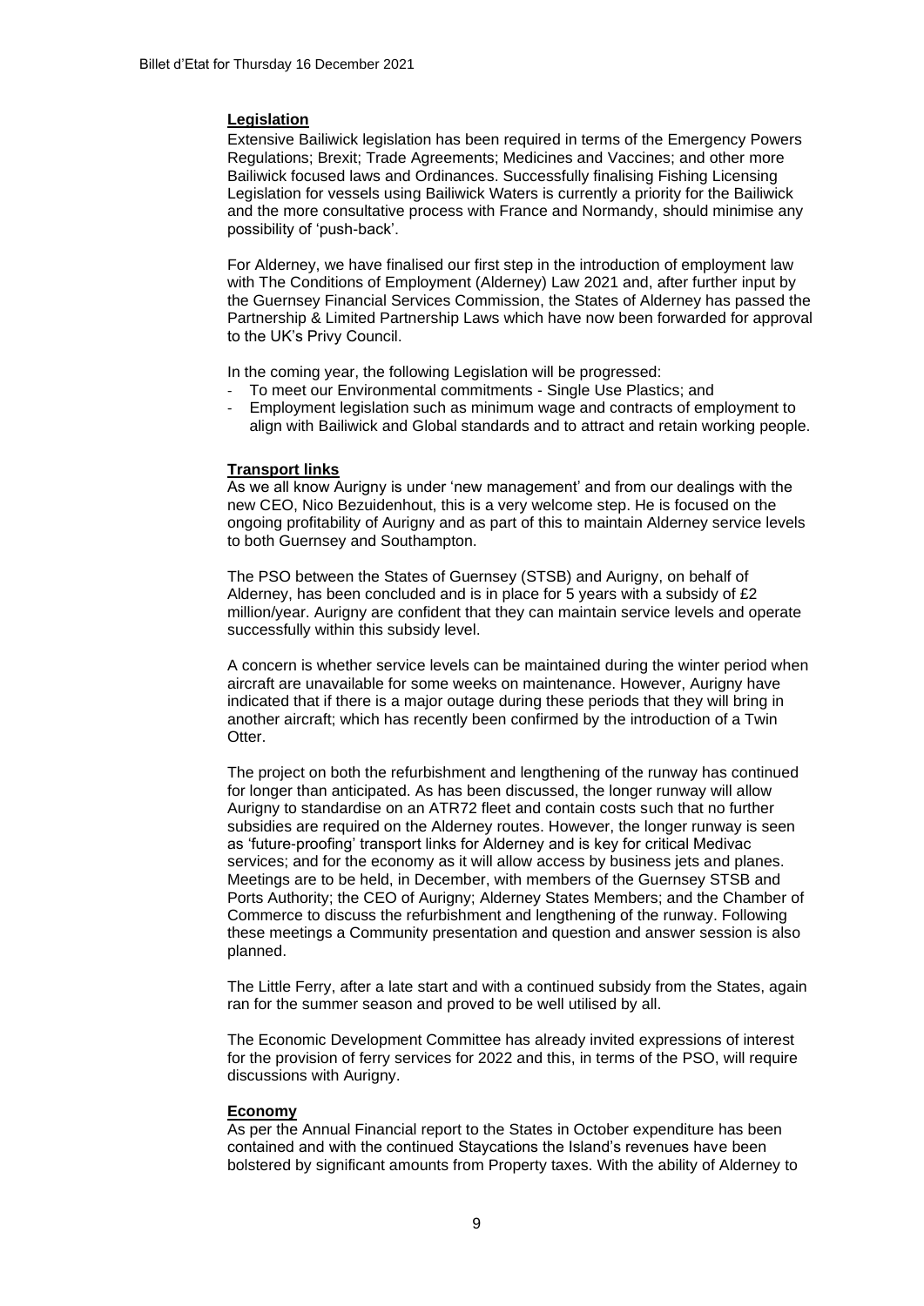### Legislation

Extensive Bailiwick legislation has been required in terms of the Emergency Powers Regulations; Brexit; Trade Agreements; Medicines and Vaccines; and other more Bailiwick focused laws and Ordinances. Successfully finalising Fishing Licensing Legislation for vessels using Bailiwick Waters is currently a priority for the Bailiwick and the more consultative process with France and Normandy, should minimise any possibility of 'push-back'.

For Alderney, we have finalised our first step in the introduction of employment law with The Conditions of Employment (Alderney) Law 2021 and, after further input by the Guernsey Financial Services Commission, the States of Alderney has passed the Partnership & Limited Partnership Laws which have now been forwarded for approval to the UK's Privy Council.

In the coming year, the following Legislation will be progressed:

- To meet our Environmental commitments - Single Use Plastics; and
- Employment legislation such as minimum wage and contracts of employment to align with Bailiwick and Global standards and to attract and retain working people.

### Transport links

As we all know Aurigny is under 'new management' and from our dealings with the new CEO, Nico Bezuidenhout, this is a very welcome step. He is focused on the ongoing profitability of Aurigny and as part of this to maintain Alderney service levels to both Guernsey and Southampton.

The PSO between the States of Guernsey (STSB) and Aurigny, on behalf of Alderney, has been concluded and is in place for 5 years with a subsidy of £2 million/year. Aurigny are confident that they can maintain service levels and operate successfully within this subsidy level.

A concern is whether service levels can be maintained during the winter period when aircraft are unavailable for some weeks on maintenance. However, Aurigny have indicated that if there is a major outage during these periods that they will bring in another aircraft; which has recently been confirmed by the introduction of a Twin Otter.

The project on both the refurbishment and lengthening of the runway has continued for longer than anticipated. As has been discussed, the longer runway will allow Aurigny to standardise on an ATR72 fleet and contain costs such that no further subsidies are required on the Alderney routes. However, the longer runway is seen as 'future-proofing' transport links for Alderney and is key for critical Medivac services; and for the economy as it will allow access by business jets and planes. Meetings are to be held, in December, with members of the Guernsey STSB and Ports Authority; the CEO of Aurigny; Alderney States Members; and the Chamber of Commerce to discuss the refurbishment and lengthening of the runway. Following these meetings a Community presentation and question and answer session is also planned.

The Little Ferry, after a late start and with a continued subsidy from the States, again ran for the summer season and proved to be well utilised by all.

The Economic Development Committee has already invited expressions of interest for the provision of ferry services for 2022 and this, in terms of the PSO, will require discussions with Aurigny.

### Economy

As per the Annual Financial report to the States in October expenditure has been contained and with the continued Staycations the Island's revenues have been bolstered by significant amounts from Property taxes. With the ability of Alderney to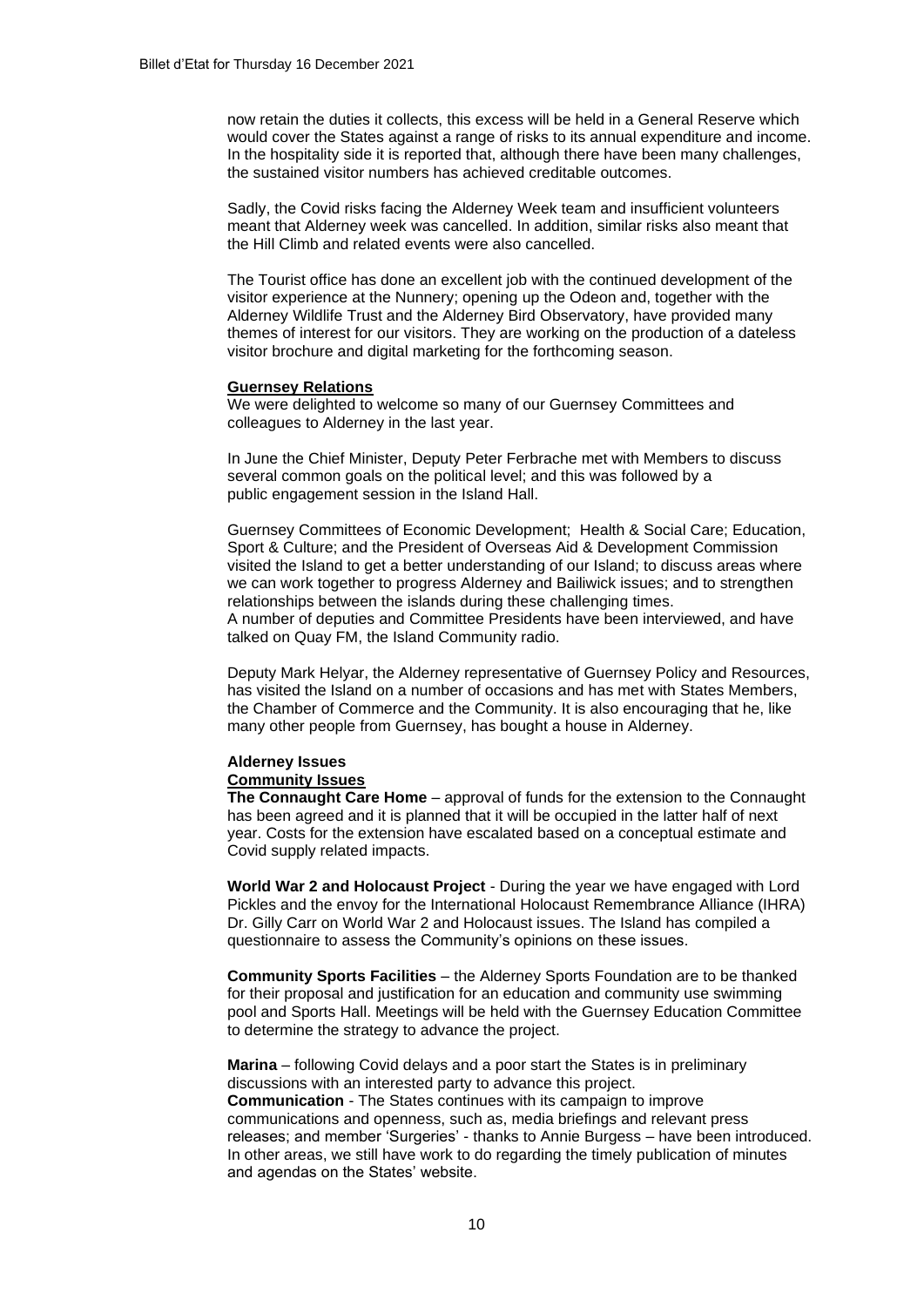now retain the duties it collects, this excess will be held in a General Reserve which would cover the States against a range of risks to its annual expenditure and income. In the hospitality side it is reported that, although there have been many challenges, the sustained visitor numbers has achieved creditable outcomes.

Sadly, the Covid risks facing the Alderney Week team and insufficient volunteers meant that Alderney week was cancelled. In addition, similar risks also meant that the Hill Climb and related events were also cancelled.

The Tourist office has done an excellent job with the continued development of the visitor experience at the Nunnery; opening up the Odeon and, together with the Alderney Wildlife Trust and the Alderney Bird Observatory, have provided many themes of interest for our visitors. They are working on the production of a dateless visitor brochure and digital marketing for the forthcoming season.

**Guernsey Relations**

We were delighted to welcome so many of our Guernsey Committees and colleagues to Alderney in the last year.

In June the Chief Minister, Deputy Peter Ferbrache met with Members to discuss several common goals on the political level; and this was followed by a public engagement session in the Island Hall.

Guernsey Committees of Economic Development; Health & Social Care; Education, Sport & Culture; and the President of Overseas Aid & Development Commission visited the Island to get a better understanding of our Island; to discuss areas where we can work together to progress Alderney and Bailiwick issues; and to strengthen relationships between the islands during these challenging times.
A number of deputies and Committee Presidents have been interviewed, and have talked on Quay FM, the Island Community radio.

Deputy Mark Helyar, the Alderney representative of Guernsey Policy and Resources, has visited the Island on a number of occasions and has met with States Members, the Chamber of Commerce and the Community. It is also encouraging that he, like many other people from Guernsey, has bought a house in Alderney.

**Alderney Issues**

**Community Issues**

**The Connaught Care Home** – approval of funds for the extension to the Connaught has been agreed and it is planned that it will be occupied in the latter half of next year. Costs for the extension have escalated based on a conceptual estimate and Covid supply related impacts.

**World War 2 and Holocaust Project** - During the year we have engaged with Lord Pickles and the envoy for the International Holocaust Remembrance Alliance (IHRA) Dr. Gilly Carr on World War 2 and Holocaust issues. The Island has compiled a questionnaire to assess the Community's opinions on these issues.

**Community Sports Facilities** – the Alderney Sports Foundation are to be thanked for their proposal and justification for an education and community use swimming pool and Sports Hall. Meetings will be held with the Guernsey Education Committee to determine the strategy to advance the project.

**Marina** – following Covid delays and a poor start the States is in preliminary discussions with an interested party to advance this project.
**Communication** - The States continues with its campaign to improve communications and openness, such as, media briefings and relevant press releases; and member 'Surgeries' - thanks to Annie Burgess – have been introduced. In other areas, we still have work to do regarding the timely publication of minutes and agendas on the States' website.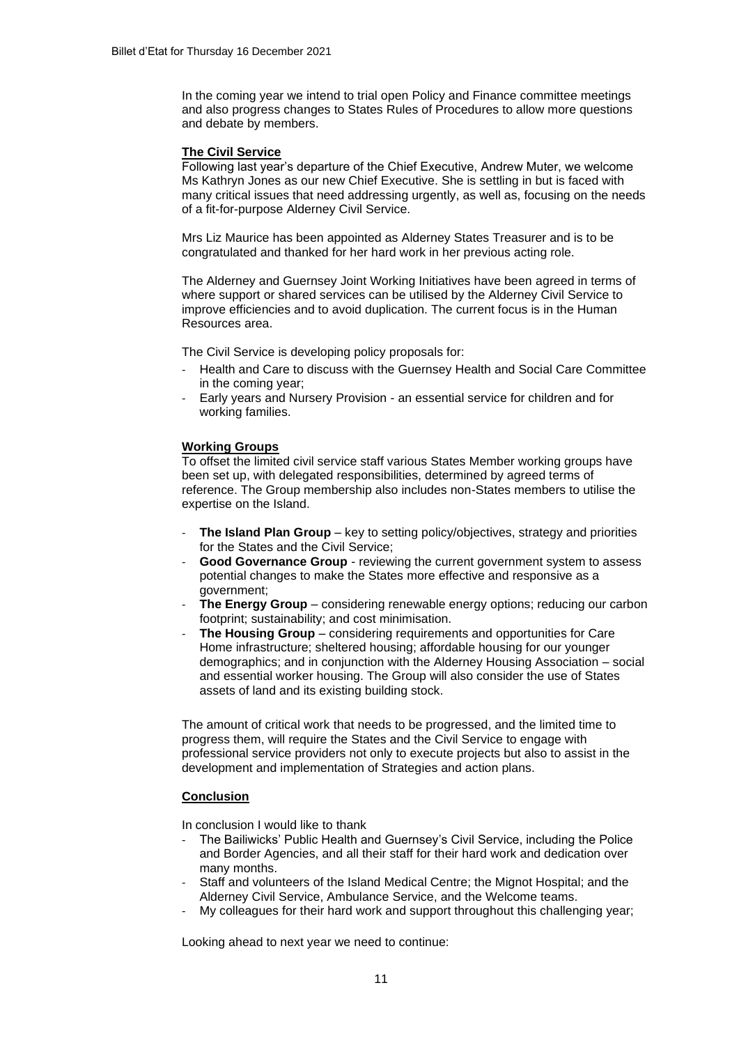In the coming year we intend to trial open Policy and Finance committee meetings and also progress changes to States Rules of Procedures to allow more questions and debate by members.

### The Civil Service

Following last year's departure of the Chief Executive, Andrew Muter, we welcome Ms Kathryn Jones as our new Chief Executive. She is settling in but is faced with many critical issues that need addressing urgently, as well as, focusing on the needs of a fit-for-purpose Alderney Civil Service.

Mrs Liz Maurice has been appointed as Alderney States Treasurer and is to be congratulated and thanked for her hard work in her previous acting role.

The Alderney and Guernsey Joint Working Initiatives have been agreed in terms of where support or shared services can be utilised by the Alderney Civil Service to improve efficiencies and to avoid duplication. The current focus is in the Human Resources area.

The Civil Service is developing policy proposals for:

- Health and Care to discuss with the Guernsey Health and Social Care Committee in the coming year;
- Early years and Nursery Provision - an essential service for children and for working families.

### Working Groups

To offset the limited civil service staff various States Member working groups have been set up, with delegated responsibilities, determined by agreed terms of reference. The Group membership also includes non-States members to utilise the expertise on the Island.

- **The Island Plan Group** – key to setting policy/objectives, strategy and priorities for the States and the Civil Service;
- **Good Governance Group** - reviewing the current government system to assess potential changes to make the States more effective and responsive as a government;
- **The Energy Group** – considering renewable energy options; reducing our carbon footprint; sustainability; and cost minimisation.
- **The Housing Group** – considering requirements and opportunities for Care Home infrastructure; sheltered housing; affordable housing for our younger demographics; and in conjunction with the Alderney Housing Association – social and essential worker housing. The Group will also consider the use of States assets of land and its existing building stock.

The amount of critical work that needs to be progressed, and the limited time to progress them, will require the States and the Civil Service to engage with professional service providers not only to execute projects but also to assist in the development and implementation of Strategies and action plans.

### Conclusion

In conclusion I would like to thank

- The Bailiwicks' Public Health and Guernsey's Civil Service, including the Police and Border Agencies, and all their staff for their hard work and dedication over many months.
- Staff and volunteers of the Island Medical Centre; the Mignot Hospital; and the Alderney Civil Service, Ambulance Service, and the Welcome teams.
- My colleagues for their hard work and support throughout this challenging year;

Looking ahead to next year we need to continue: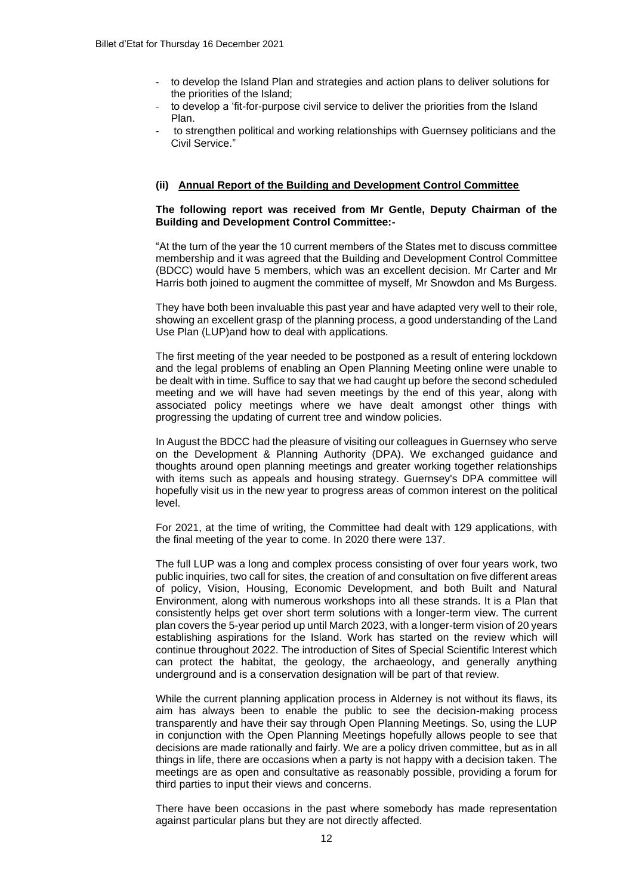- to develop the Island Plan and strategies and action plans to deliver solutions for the priorities of the Island;
- to develop a 'fit-for-purpose civil service to deliver the priorities from the Island Plan.
- to strengthen political and working relationships with Guernsey politicians and the Civil Service."

### (ii) Annual Report of the Building and Development Control Committee

**The following report was received from Mr Gentle, Deputy Chairman of the Building and Development Control Committee:-**

"At the turn of the year the 10 current members of the States met to discuss committee membership and it was agreed that the Building and Development Control Committee (BDCC) would have 5 members, which was an excellent decision. Mr Carter and Mr Harris both joined to augment the committee of myself, Mr Snowdon and Ms Burgess.

They have both been invaluable this past year and have adapted very well to their role, showing an excellent grasp of the planning process, a good understanding of the Land Use Plan (LUP)and how to deal with applications.

The first meeting of the year needed to be postponed as a result of entering lockdown and the legal problems of enabling an Open Planning Meeting online were unable to be dealt with in time. Suffice to say that we had caught up before the second scheduled meeting and we will have had seven meetings by the end of this year, along with associated policy meetings where we have dealt amongst other things with progressing the updating of current tree and window policies.

In August the BDCC had the pleasure of visiting our colleagues in Guernsey who serve on the Development & Planning Authority (DPA). We exchanged guidance and thoughts around open planning meetings and greater working together relationships with items such as appeals and housing strategy. Guernsey's DPA committee will hopefully visit us in the new year to progress areas of common interest on the political level.

For 2021, at the time of writing, the Committee had dealt with 129 applications, with the final meeting of the year to come. In 2020 there were 137.

The full LUP was a long and complex process consisting of over four years work, two public inquiries, two call for sites, the creation of and consultation on five different areas of policy, Vision, Housing, Economic Development, and both Built and Natural Environment, along with numerous workshops into all these strands. It is a Plan that consistently helps get over short term solutions with a longer-term view. The current plan covers the 5-year period up until March 2023, with a longer-term vision of 20 years establishing aspirations for the Island. Work has started on the review which will continue throughout 2022. The introduction of Sites of Special Scientific Interest which can protect the habitat, the geology, the archaeology, and generally anything underground and is a conservation designation will be part of that review.

While the current planning application process in Alderney is not without its flaws, its aim has always been to enable the public to see the decision-making process transparently and have their say through Open Planning Meetings. So, using the LUP in conjunction with the Open Planning Meetings hopefully allows people to see that decisions are made rationally and fairly. We are a policy driven committee, but as in all things in life, there are occasions when a party is not happy with a decision taken. The meetings are as open and consultative as reasonably possible, providing a forum for third parties to input their views and concerns.

There have been occasions in the past where somebody has made representation against particular plans but they are not directly affected.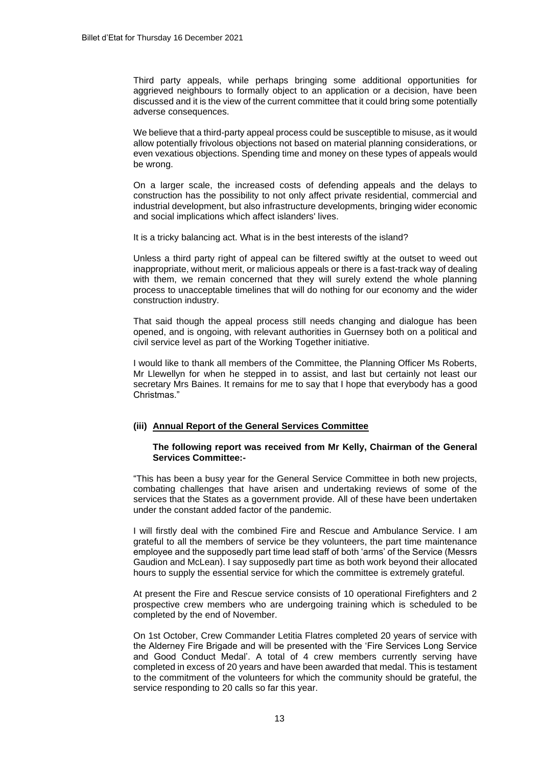Third party appeals, while perhaps bringing some additional opportunities for aggrieved neighbours to formally object to an application or a decision, have been discussed and it is the view of the current committee that it could bring some potentially adverse consequences.

We believe that a third-party appeal process could be susceptible to misuse, as it would allow potentially frivolous objections not based on material planning considerations, or even vexatious objections. Spending time and money on these types of appeals would be wrong.

On a larger scale, the increased costs of defending appeals and the delays to construction has the possibility to not only affect private residential, commercial and industrial development, but also infrastructure developments, bringing wider economic and social implications which affect islanders' lives.

It is a tricky balancing act. What is in the best interests of the island?

Unless a third party right of appeal can be filtered swiftly at the outset to weed out inappropriate, without merit, or malicious appeals or there is a fast-track way of dealing with them, we remain concerned that they will surely extend the whole planning process to unacceptable timelines that will do nothing for our economy and the wider construction industry.

That said though the appeal process still needs changing and dialogue has been opened, and is ongoing, with relevant authorities in Guernsey both on a political and civil service level as part of the Working Together initiative.

I would like to thank all members of the Committee, the Planning Officer Ms Roberts, Mr Llewellyn for when he stepped in to assist, and last but certainly not least our secretary Mrs Baines. It remains for me to say that I hope that everybody has a good Christmas."

### (iii) Annual Report of the General Services Committee

**The following report was received from Mr Kelly, Chairman of the General Services Committee:-**

"This has been a busy year for the General Service Committee in both new projects, combating challenges that have arisen and undertaking reviews of some of the services that the States as a government provide. All of these have been undertaken under the constant added factor of the pandemic.

I will firstly deal with the combined Fire and Rescue and Ambulance Service. I am grateful to all the members of service be they volunteers, the part time maintenance employee and the supposedly part time lead staff of both 'arms' of the Service (Messrs Gaudion and McLean). I say supposedly part time as both work beyond their allocated hours to supply the essential service for which the committee is extremely grateful.

At present the Fire and Rescue service consists of 10 operational Firefighters and 2 prospective crew members who are undergoing training which is scheduled to be completed by the end of November.

On 1st October, Crew Commander Letitia Flatres completed 20 years of service with the Alderney Fire Brigade and will be presented with the 'Fire Services Long Service and Good Conduct Medal'. A total of 4 crew members currently serving have completed in excess of 20 years and have been awarded that medal. This is testament to the commitment of the volunteers for which the community should be grateful, the service responding to 20 calls so far this year.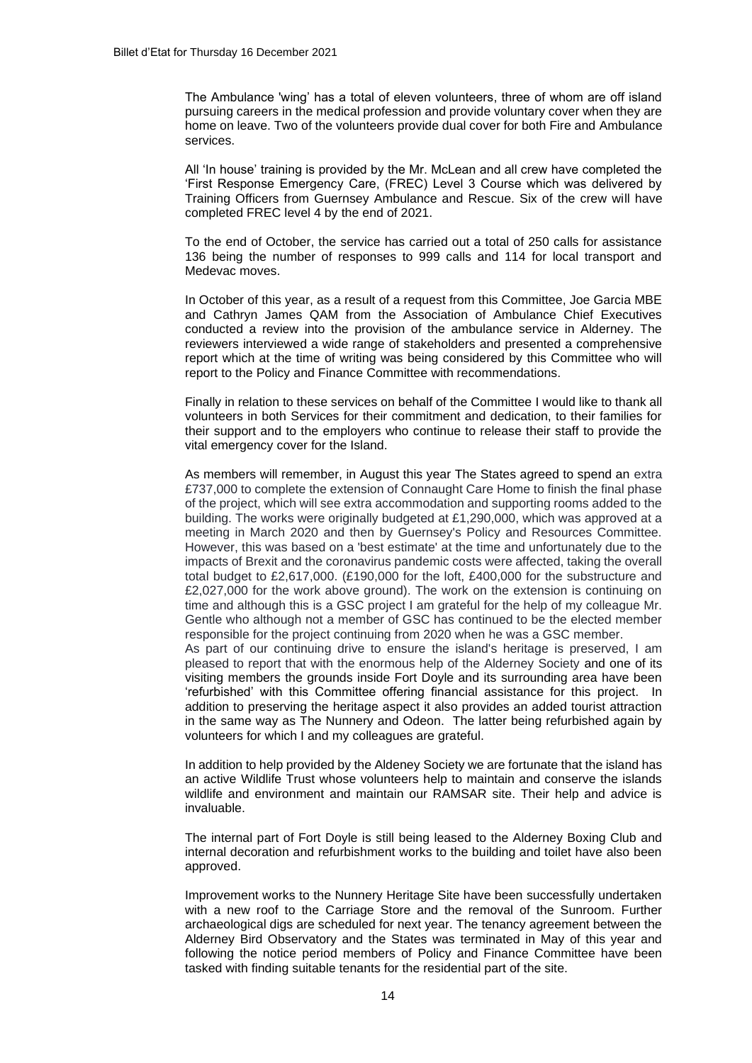The Ambulance 'wing' has a total of eleven volunteers, three of whom are off island pursuing careers in the medical profession and provide voluntary cover when they are home on leave. Two of the volunteers provide dual cover for both Fire and Ambulance services.

All 'In house' training is provided by the Mr. McLean and all crew have completed the 'First Response Emergency Care, (FREC) Level 3 Course which was delivered by Training Officers from Guernsey Ambulance and Rescue. Six of the crew will have completed FREC level 4 by the end of 2021.

To the end of October, the service has carried out a total of 250 calls for assistance 136 being the number of responses to 999 calls and 114 for local transport and Medevac moves.

In October of this year, as a result of a request from this Committee, Joe Garcia MBE and Cathryn James QAM from the Association of Ambulance Chief Executives conducted a review into the provision of the ambulance service in Alderney. The reviewers interviewed a wide range of stakeholders and presented a comprehensive report which at the time of writing was being considered by this Committee who will report to the Policy and Finance Committee with recommendations.

Finally in relation to these services on behalf of the Committee I would like to thank all volunteers in both Services for their commitment and dedication, to their families for their support and to the employers who continue to release their staff to provide the vital emergency cover for the Island.

As members will remember, in August this year The States agreed to spend an extra £737,000 to complete the extension of Connaught Care Home to finish the final phase of the project, which will see extra accommodation and supporting rooms added to the building. The works were originally budgeted at £1,290,000, which was approved at a meeting in March 2020 and then by Guernsey's Policy and Resources Committee. However, this was based on a 'best estimate' at the time and unfortunately due to the impacts of Brexit and the coronavirus pandemic costs were affected, taking the overall total budget to £2,617,000. (£190,000 for the loft, £400,000 for the substructure and £2,027,000 for the work above ground). The work on the extension is continuing on time and although this is a GSC project I am grateful for the help of my colleague Mr. Gentle who although not a member of GSC has continued to be the elected member responsible for the project continuing from 2020 when he was a GSC member.

As part of our continuing drive to ensure the island's heritage is preserved, I am pleased to report that with the enormous help of the Alderney Society and one of its visiting members the grounds inside Fort Doyle and its surrounding area have been 'refurbished' with this Committee offering financial assistance for this project. In addition to preserving the heritage aspect it also provides an added tourist attraction in the same way as The Nunnery and Odeon. The latter being refurbished again by volunteers for which I and my colleagues are grateful.

In addition to help provided by the Aldeney Society we are fortunate that the island has an active Wildlife Trust whose volunteers help to maintain and conserve the islands wildlife and environment and maintain our RAMSAR site. Their help and advice is invaluable.

The internal part of Fort Doyle is still being leased to the Alderney Boxing Club and internal decoration and refurbishment works to the building and toilet have also been approved.

Improvement works to the Nunnery Heritage Site have been successfully undertaken with a new roof to the Carriage Store and the removal of the Sunroom. Further archaeological digs are scheduled for next year. The tenancy agreement between the Alderney Bird Observatory and the States was terminated in May of this year and following the notice period members of Policy and Finance Committee have been tasked with finding suitable tenants for the residential part of the site.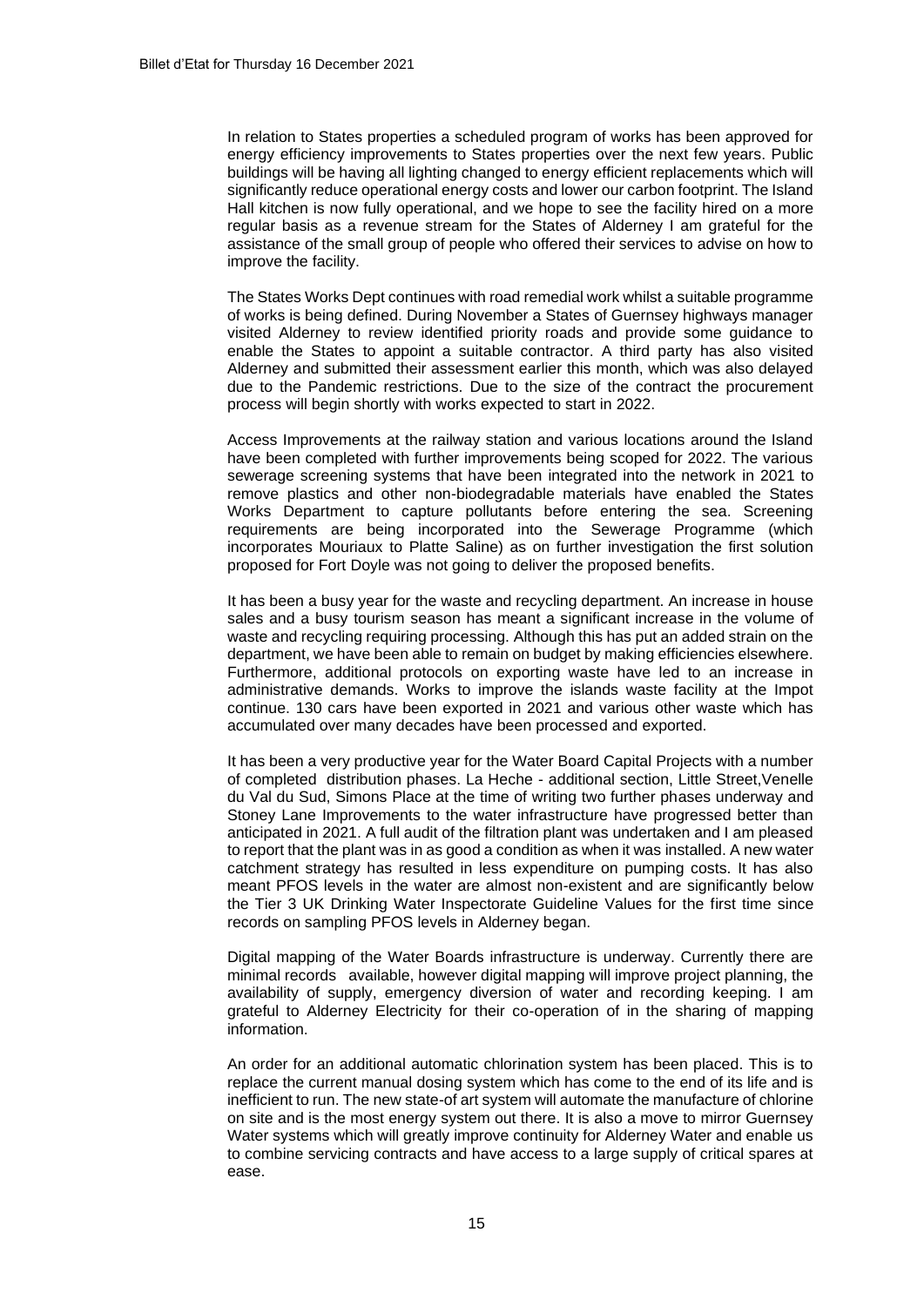In relation to States properties a scheduled program of works has been approved for energy efficiency improvements to States properties over the next few years. Public buildings will be having all lighting changed to energy efficient replacements which will significantly reduce operational energy costs and lower our carbon footprint. The Island Hall kitchen is now fully operational, and we hope to see the facility hired on a more regular basis as a revenue stream for the States of Alderney I am grateful for the assistance of the small group of people who offered their services to advise on how to improve the facility.

The States Works Dept continues with road remedial work whilst a suitable programme of works is being defined. During November a States of Guernsey highways manager visited Alderney to review identified priority roads and provide some guidance to enable the States to appoint a suitable contractor. A third party has also visited Alderney and submitted their assessment earlier this month, which was also delayed due to the Pandemic restrictions. Due to the size of the contract the procurement process will begin shortly with works expected to start in 2022.

Access Improvements at the railway station and various locations around the Island have been completed with further improvements being scoped for 2022. The various sewerage screening systems that have been integrated into the network in 2021 to remove plastics and other non-biodegradable materials have enabled the States Works Department to capture pollutants before entering the sea. Screening requirements are being incorporated into the Sewerage Programme (which incorporates Mouriaux to Platte Saline) as on further investigation the first solution proposed for Fort Doyle was not going to deliver the proposed benefits.

It has been a busy year for the waste and recycling department. An increase in house sales and a busy tourism season has meant a significant increase in the volume of waste and recycling requiring processing. Although this has put an added strain on the department, we have been able to remain on budget by making efficiencies elsewhere. Furthermore, additional protocols on exporting waste have led to an increase in administrative demands. Works to improve the islands waste facility at the Impot continue. 130 cars have been exported in 2021 and various other waste which has accumulated over many decades have been processed and exported.

It has been a very productive year for the Water Board Capital Projects with a number of completed distribution phases. La Heche - additional section, Little Street,Venelle du Val du Sud, Simons Place at the time of writing two further phases underway and Stoney Lane Improvements to the water infrastructure have progressed better than anticipated in 2021. A full audit of the filtration plant was undertaken and I am pleased to report that the plant was in as good a condition as when it was installed. A new water catchment strategy has resulted in less expenditure on pumping costs. It has also meant PFOS levels in the water are almost non-existent and are significantly below the Tier 3 UK Drinking Water Inspectorate Guideline Values for the first time since records on sampling PFOS levels in Alderney began.

Digital mapping of the Water Boards infrastructure is underway. Currently there are minimal records available, however digital mapping will improve project planning, the availability of supply, emergency diversion of water and recording keeping. I am grateful to Alderney Electricity for their co-operation of in the sharing of mapping information.

An order for an additional automatic chlorination system has been placed. This is to replace the current manual dosing system which has come to the end of its life and is inefficient to run. The new state-of art system will automate the manufacture of chlorine on site and is the most energy system out there. It is also a move to mirror Guernsey Water systems which will greatly improve continuity for Alderney Water and enable us to combine servicing contracts and have access to a large supply of critical spares at ease.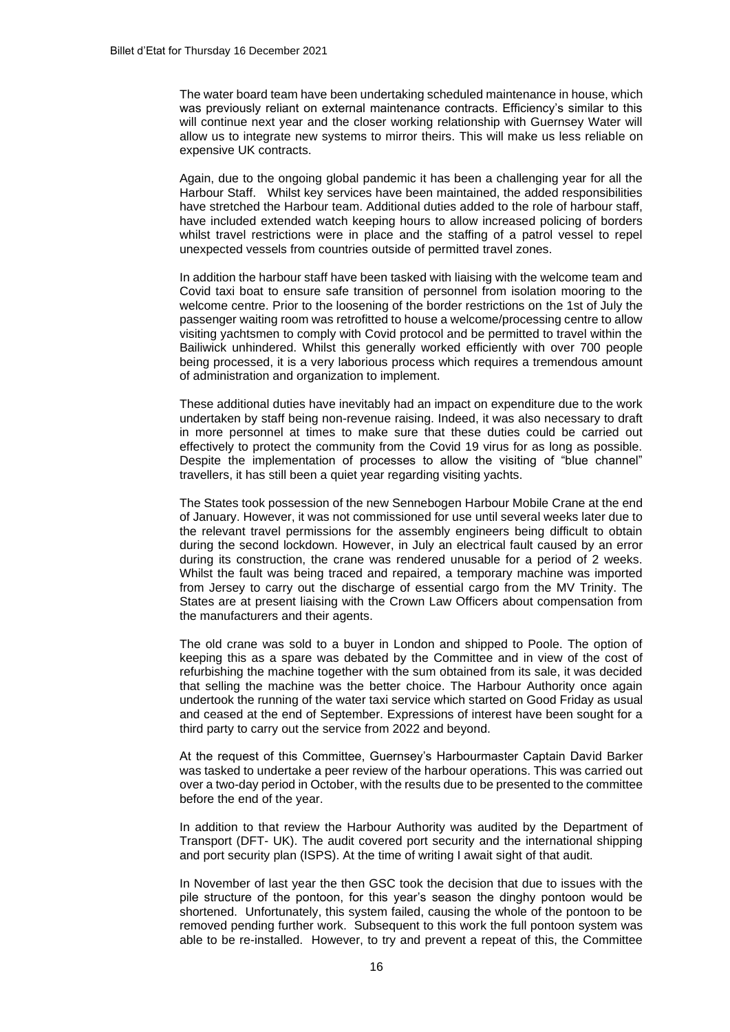The water board team have been undertaking scheduled maintenance in house, which was previously reliant on external maintenance contracts. Efficiency's similar to this will continue next year and the closer working relationship with Guernsey Water will allow us to integrate new systems to mirror theirs. This will make us less reliable on expensive UK contracts.

Again, due to the ongoing global pandemic it has been a challenging year for all the Harbour Staff. Whilst key services have been maintained, the added responsibilities have stretched the Harbour team. Additional duties added to the role of harbour staff, have included extended watch keeping hours to allow increased policing of borders whilst travel restrictions were in place and the staffing of a patrol vessel to repel unexpected vessels from countries outside of permitted travel zones.

In addition the harbour staff have been tasked with liaising with the welcome team and Covid taxi boat to ensure safe transition of personnel from isolation mooring to the welcome centre. Prior to the loosening of the border restrictions on the 1st of July the passenger waiting room was retrofitted to house a welcome/processing centre to allow visiting yachtsmen to comply with Covid protocol and be permitted to travel within the Bailiwick unhindered. Whilst this generally worked efficiently with over 700 people being processed, it is a very laborious process which requires a tremendous amount of administration and organization to implement.

These additional duties have inevitably had an impact on expenditure due to the work undertaken by staff being non-revenue raising. Indeed, it was also necessary to draft in more personnel at times to make sure that these duties could be carried out effectively to protect the community from the Covid 19 virus for as long as possible. Despite the implementation of processes to allow the visiting of "blue channel" travellers, it has still been a quiet year regarding visiting yachts.

The States took possession of the new Sennebogen Harbour Mobile Crane at the end of January. However, it was not commissioned for use until several weeks later due to the relevant travel permissions for the assembly engineers being difficult to obtain during the second lockdown. However, in July an electrical fault caused by an error during its construction, the crane was rendered unusable for a period of 2 weeks. Whilst the fault was being traced and repaired, a temporary machine was imported from Jersey to carry out the discharge of essential cargo from the MV Trinity. The States are at present liaising with the Crown Law Officers about compensation from the manufacturers and their agents.

The old crane was sold to a buyer in London and shipped to Poole. The option of keeping this as a spare was debated by the Committee and in view of the cost of refurbishing the machine together with the sum obtained from its sale, it was decided that selling the machine was the better choice. The Harbour Authority once again undertook the running of the water taxi service which started on Good Friday as usual and ceased at the end of September. Expressions of interest have been sought for a third party to carry out the service from 2022 and beyond.

At the request of this Committee, Guernsey's Harbourmaster Captain David Barker was tasked to undertake a peer review of the harbour operations. This was carried out over a two-day period in October, with the results due to be presented to the committee before the end of the year.

In addition to that review the Harbour Authority was audited by the Department of Transport (DFT- UK). The audit covered port security and the international shipping and port security plan (ISPS). At the time of writing I await sight of that audit.

In November of last year the then GSC took the decision that due to issues with the pile structure of the pontoon, for this year's season the dinghy pontoon would be shortened. Unfortunately, this system failed, causing the whole of the pontoon to be removed pending further work. Subsequent to this work the full pontoon system was able to be re-installed. However, to try and prevent a repeat of this, the Committee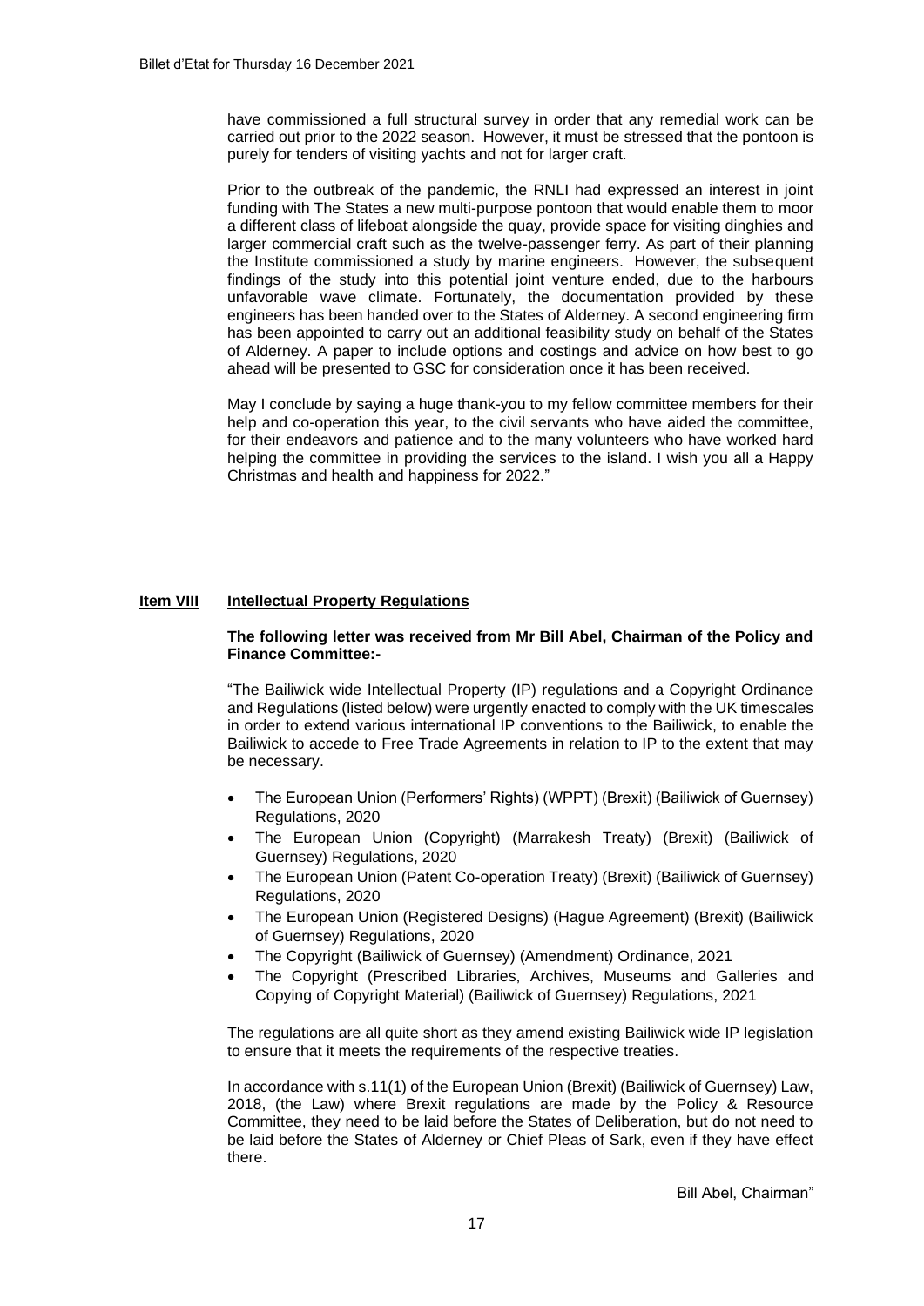have commissioned a full structural survey in order that any remedial work can be carried out prior to the 2022 season. However, it must be stressed that the pontoon is purely for tenders of visiting yachts and not for larger craft.

Prior to the outbreak of the pandemic, the RNLI had expressed an interest in joint funding with The States a new multi-purpose pontoon that would enable them to moor a different class of lifeboat alongside the quay, provide space for visiting dinghies and larger commercial craft such as the twelve-passenger ferry. As part of their planning the Institute commissioned a study by marine engineers. However, the subsequent findings of the study into this potential joint venture ended, due to the harbours unfavorable wave climate. Fortunately, the documentation provided by these engineers has been handed over to the States of Alderney. A second engineering firm has been appointed to carry out an additional feasibility study on behalf of the States of Alderney. A paper to include options and costings and advice on how best to go ahead will be presented to GSC for consideration once it has been received.

May I conclude by saying a huge thank-you to my fellow committee members for their help and co-operation this year, to the civil servants who have aided the committee, for their endeavors and patience and to the many volunteers who have worked hard helping the committee in providing the services to the island. I wish you all a Happy Christmas and health and happiness for 2022."

## Item VIII Intellectual Property Regulations

**The following letter was received from Mr Bill Abel, Chairman of the Policy and Finance Committee:-**

"The Bailiwick wide Intellectual Property (IP) regulations and a Copyright Ordinance and Regulations (listed below) were urgently enacted to comply with the UK timescales in order to extend various international IP conventions to the Bailiwick, to enable the Bailiwick to accede to Free Trade Agreements in relation to IP to the extent that may be necessary.

- The European Union (Performers' Rights) (WPPT) (Brexit) (Bailiwick of Guernsey) Regulations, 2020
- The European Union (Copyright) (Marrakesh Treaty) (Brexit) (Bailiwick of Guernsey) Regulations, 2020
- The European Union (Patent Co-operation Treaty) (Brexit) (Bailiwick of Guernsey) Regulations, 2020
- The European Union (Registered Designs) (Hague Agreement) (Brexit) (Bailiwick of Guernsey) Regulations, 2020
- The Copyright (Bailiwick of Guernsey) (Amendment) Ordinance, 2021
- The Copyright (Prescribed Libraries, Archives, Museums and Galleries and Copying of Copyright Material) (Bailiwick of Guernsey) Regulations, 2021

The regulations are all quite short as they amend existing Bailiwick wide IP legislation to ensure that it meets the requirements of the respective treaties.

In accordance with s.11(1) of the European Union (Brexit) (Bailiwick of Guernsey) Law, 2018, (the Law) where Brexit regulations are made by the Policy & Resource Committee, they need to be laid before the States of Deliberation, but do not need to be laid before the States of Alderney or Chief Pleas of Sark, even if they have effect there.

Bill Abel, Chairman"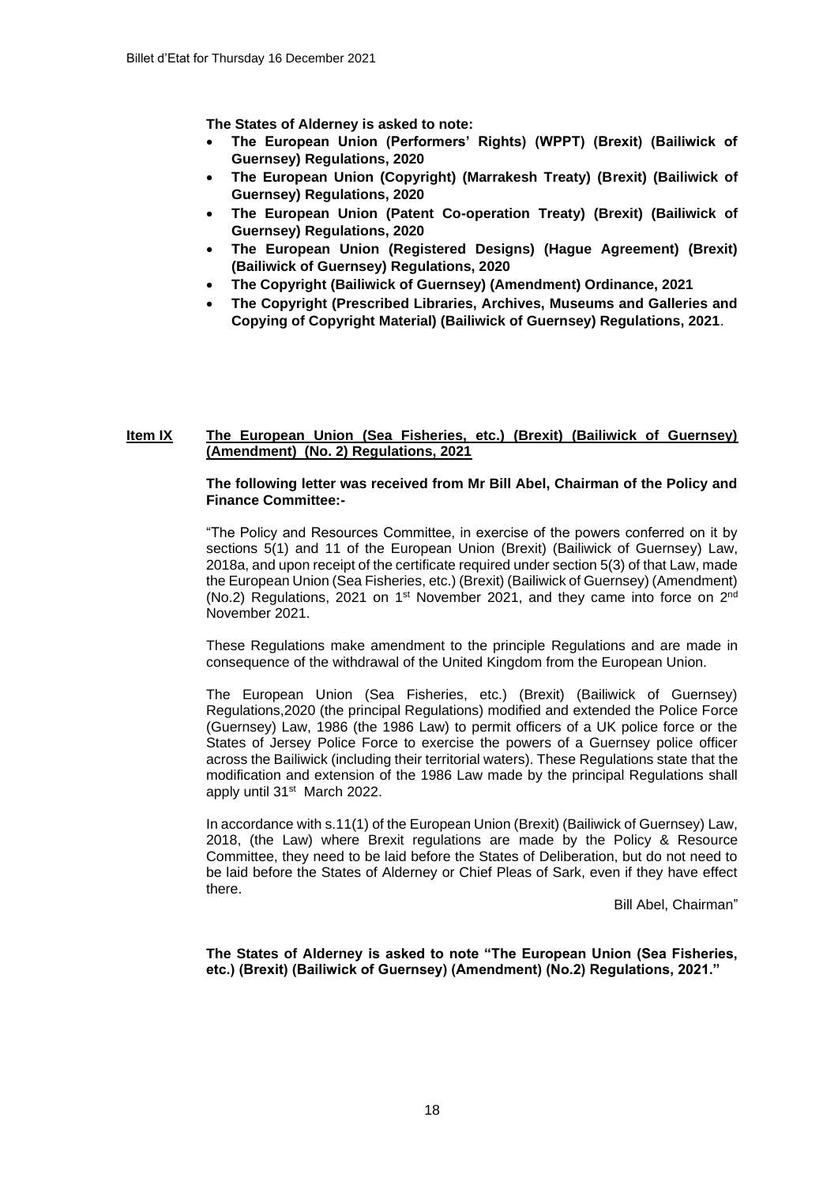**The States of Alderney is asked to note:**

- **The European Union (Performers' Rights) (WPPT) (Brexit) (Bailiwick of Guernsey) Regulations, 2020**
- **The European Union (Copyright) (Marrakesh Treaty) (Brexit) (Bailiwick of Guernsey) Regulations, 2020**
- **The European Union (Patent Co-operation Treaty) (Brexit) (Bailiwick of Guernsey) Regulations, 2020**
- **The European Union (Registered Designs) (Hague Agreement) (Brexit) (Bailiwick of Guernsey) Regulations, 2020**
- **The Copyright (Bailiwick of Guernsey) (Amendment) Ordinance, 2021**
- **The Copyright (Prescribed Libraries, Archives, Museums and Galleries and Copying of Copyright Material) (Bailiwick of Guernsey) Regulations, 2021**.

## Item IX The European Union (Sea Fisheries, etc.) (Brexit) (Bailiwick of Guernsey) (Amendment) (No. 2) Regulations, 2021

**The following letter was received from Mr Bill Abel, Chairman of the Policy and Finance Committee:-**

"The Policy and Resources Committee, in exercise of the powers conferred on it by sections 5(1) and 11 of the European Union (Brexit) (Bailiwick of Guernsey) Law, 2018a, and upon receipt of the certificate required under section 5(3) of that Law, made the European Union (Sea Fisheries, etc.) (Brexit) (Bailiwick of Guernsey) (Amendment) (No.2) Regulations, 2021 on 1st November 2021, and they came into force on 2nd November 2021.

These Regulations make amendment to the principle Regulations and are made in consequence of the withdrawal of the United Kingdom from the European Union.

The European Union (Sea Fisheries, etc.) (Brexit) (Bailiwick of Guernsey) Regulations,2020 (the principal Regulations) modified and extended the Police Force (Guernsey) Law, 1986 (the 1986 Law) to permit officers of a UK police force or the States of Jersey Police Force to exercise the powers of a Guernsey police officer across the Bailiwick (including their territorial waters). These Regulations state that the modification and extension of the 1986 Law made by the principal Regulations shall apply until 31st March 2022.

In accordance with s.11(1) of the European Union (Brexit) (Bailiwick of Guernsey) Law, 2018, (the Law) where Brexit regulations are made by the Policy & Resource Committee, they need to be laid before the States of Deliberation, but do not need to be laid before the States of Alderney or Chief Pleas of Sark, even if they have effect there.

Bill Abel, Chairman"

**The States of Alderney is asked to note "The European Union (Sea Fisheries, etc.) (Brexit) (Bailiwick of Guernsey) (Amendment) (No.2) Regulations, 2021."**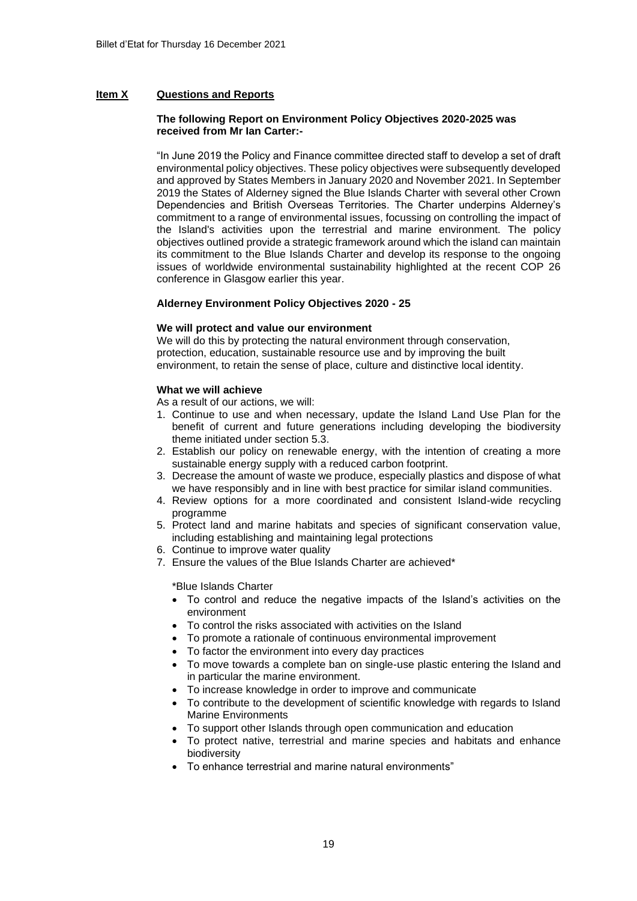**Item X Questions and Reports**

**The following Report on Environment Policy Objectives 2020-2025 was received from Mr Ian Carter:-**

"In June 2019 the Policy and Finance committee directed staff to develop a set of draft environmental policy objectives. These policy objectives were subsequently developed and approved by States Members in January 2020 and November 2021. In September 2019 the States of Alderney signed the Blue Islands Charter with several other Crown Dependencies and British Overseas Territories. The Charter underpins Alderney's commitment to a range of environmental issues, focussing on controlling the impact of the Island's activities upon the terrestrial and marine environment. The policy objectives outlined provide a strategic framework around which the island can maintain its commitment to the Blue Islands Charter and develop its response to the ongoing issues of worldwide environmental sustainability highlighted at the recent COP 26 conference in Glasgow earlier this year.

**Alderney Environment Policy Objectives 2020 - 25**

**We will protect and value our environment**

We will do this by protecting the natural environment through conservation, protection, education, sustainable resource use and by improving the built environment, to retain the sense of place, culture and distinctive local identity.

**What we will achieve**

As a result of our actions, we will:

1. Continue to use and when necessary, update the Island Land Use Plan for the benefit of current and future generations including developing the biodiversity theme initiated under section 5.3.
2. Establish our policy on renewable energy, with the intention of creating a more sustainable energy supply with a reduced carbon footprint.
3. Decrease the amount of waste we produce, especially plastics and dispose of what we have responsibly and in line with best practice for similar island communities.
4. Review options for a more coordinated and consistent Island-wide recycling programme
5. Protect land and marine habitats and species of significant conservation value, including establishing and maintaining legal protections
6. Continue to improve water quality
7. Ensure the values of the Blue Islands Charter are achieved*

   *Blue Islands Charter

   - To control and reduce the negative impacts of the Island's activities on the environment
   - To control the risks associated with activities on the Island
   - To promote a rationale of continuous environmental improvement
   - To factor the environment into every day practices
   - To move towards a complete ban on single-use plastic entering the Island and in particular the marine environment.
   - To increase knowledge in order to improve and communicate
   - To contribute to the development of scientific knowledge with regards to Island Marine Environments
   - To support other Islands through open communication and education
   - To protect native, terrestrial and marine species and habitats and enhance biodiversity
   - To enhance terrestrial and marine natural environments"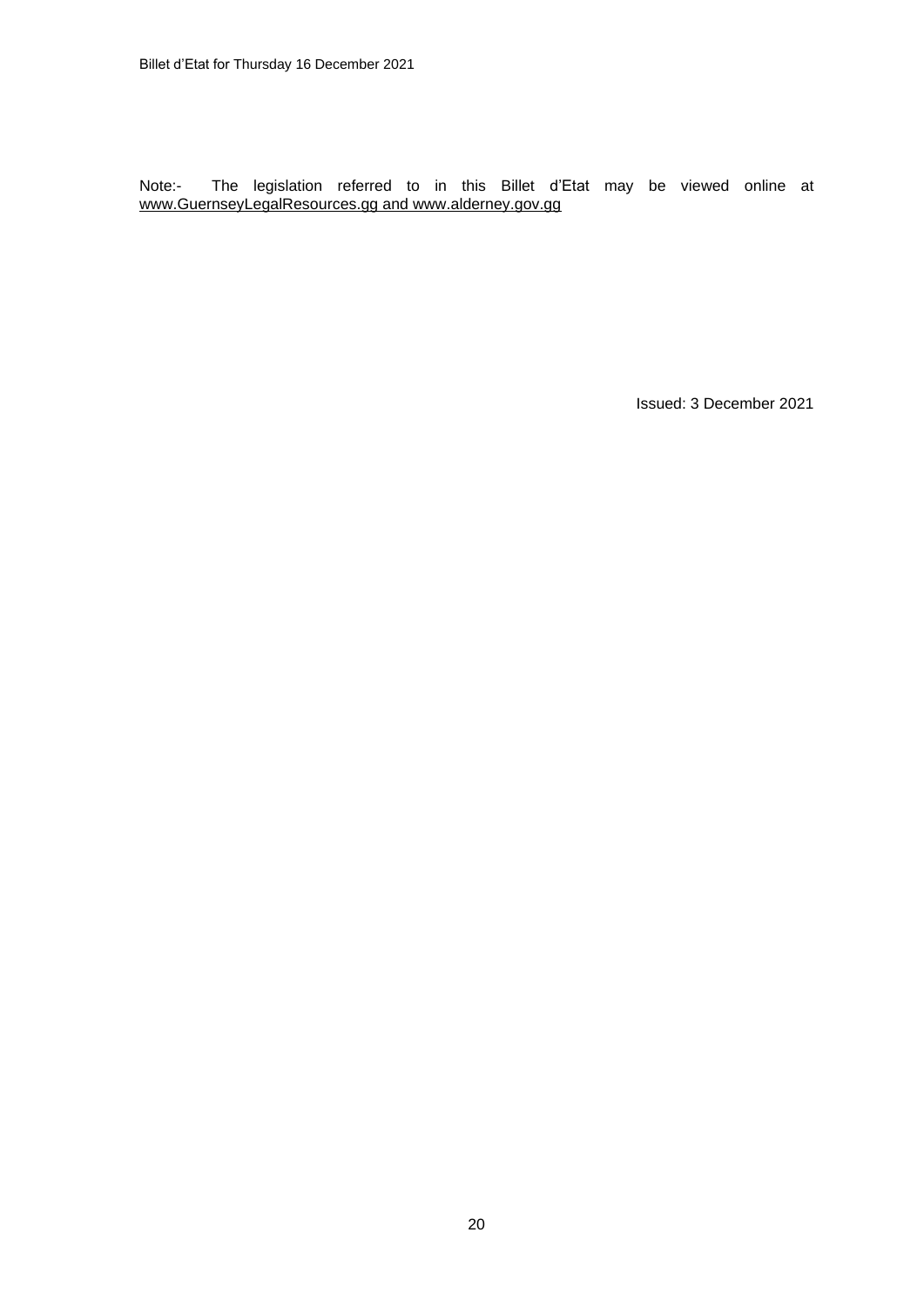Note:- The legislation referred to in this Billet d'Etat may be viewed online at www.GuernseyLegalResources.gg and www.alderney.gov.gg

Issued: 3 December 2021